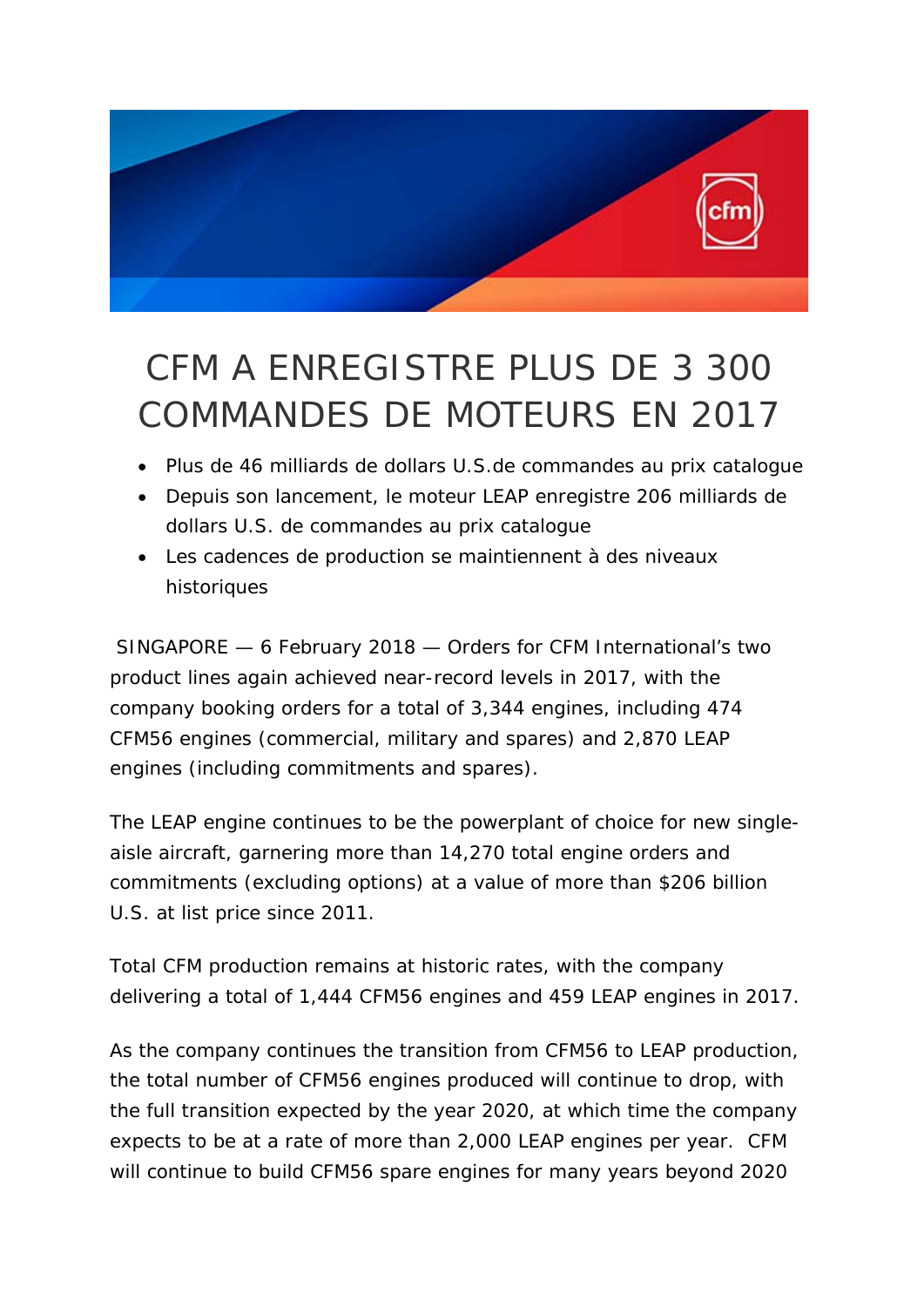# CFM A ENREGISTRE PLUS DE 3 300 COMMANDES DE MOTEURS EN 2017

- Plus de 46 milliards de dollars U.S.de commandes au prix catalogue
- Depuis son lancement, le moteur LEAP enregistre 206 milliards de dollars U.S. de commandes au prix catalogue
- Les cadences de production se maintiennent à des niveaux historiques

SINGAPORE — 6 February 2018 — Orders for CFM International's two product lines again achieved near-record levels in 2017, with the company booking orders for a total of 3,344 engines, including 474 CFM56 engines (commercial, military and spares) and 2,870 LEAP engines (including commitments and spares).

The LEAP engine continues to be the powerplant of choice for new single-aisle aircraft, garnering more than 14,270 total engine orders and commitments (excluding options) at a value of more than $206 billion U.S. at list price since 2011.

Total CFM production remains at historic rates, with the company delivering a total of 1,444 CFM56 engines and 459 LEAP engines in 2017.

As the company continues the transition from CFM56 to LEAP production, the total number of CFM56 engines produced will continue to drop, with the full transition expected by the year 2020, at which time the company expects to be at a rate of more than 2,000 LEAP engines per year. CFM will continue to build CFM56 spare engines for many years beyond 2020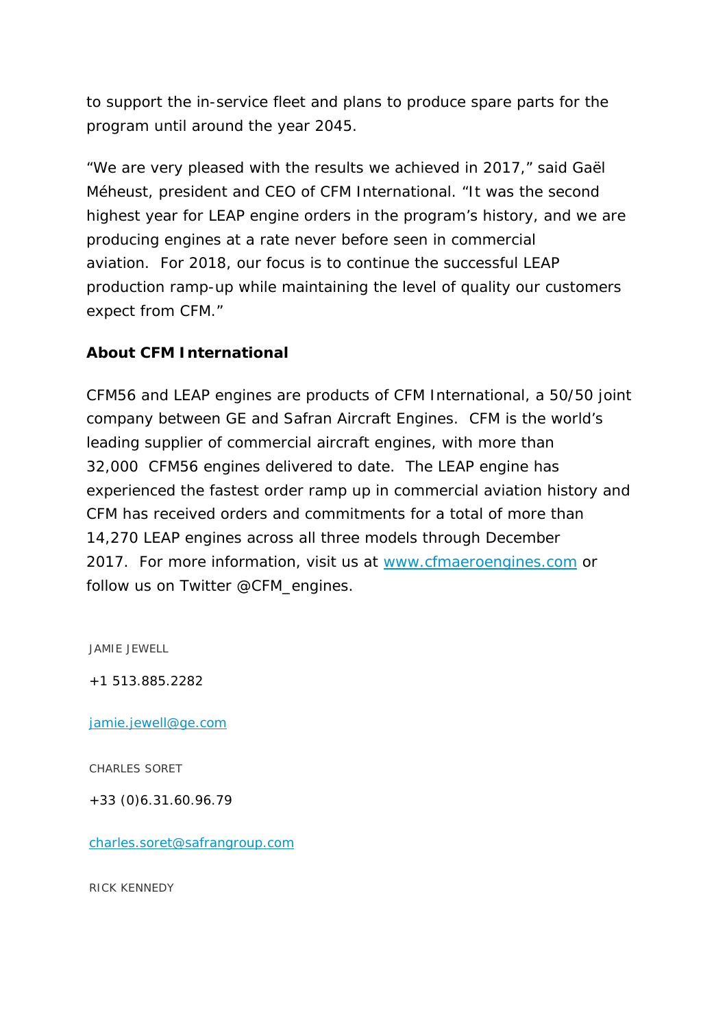to support the in-service fleet and plans to produce spare parts for the program until around the year 2045.

"We are very pleased with the results we achieved in 2017," said Gaël Méheust, president and CEO of CFM International. "It was the second highest year for LEAP engine orders in the program's history, and we are producing engines at a rate never before seen in commercial aviation.  For 2018, our focus is to continue the successful LEAP production ramp-up while maintaining the level of quality our customers expect from CFM."

**About CFM International**

CFM56 and LEAP engines are products of CFM International, a 50/50 joint company between GE and Safran Aircraft Engines.  CFM is the world's leading supplier of commercial aircraft engines, with more than 32,000  CFM56 engines delivered to date.  The LEAP engine has experienced the fastest order ramp up in commercial aviation history and CFM has received orders and commitments for a total of more than 14,270 LEAP engines across all three models through December 2017.  For more information, visit us at [www.cfmaeroengines.com](http://www.cfmaeroengines.com) or follow us on Twitter @CFM_engines.

JAMIE JEWELL

+1 513.885.2282

[jamie.jewell@ge.com](mailto:jamie.jewell@ge.com)

CHARLES SORET

+33 (0)6.31.60.96.79

[charles.soret@safrangroup.com](mailto:charles.soret@safrangroup.com)

RICK KENNEDY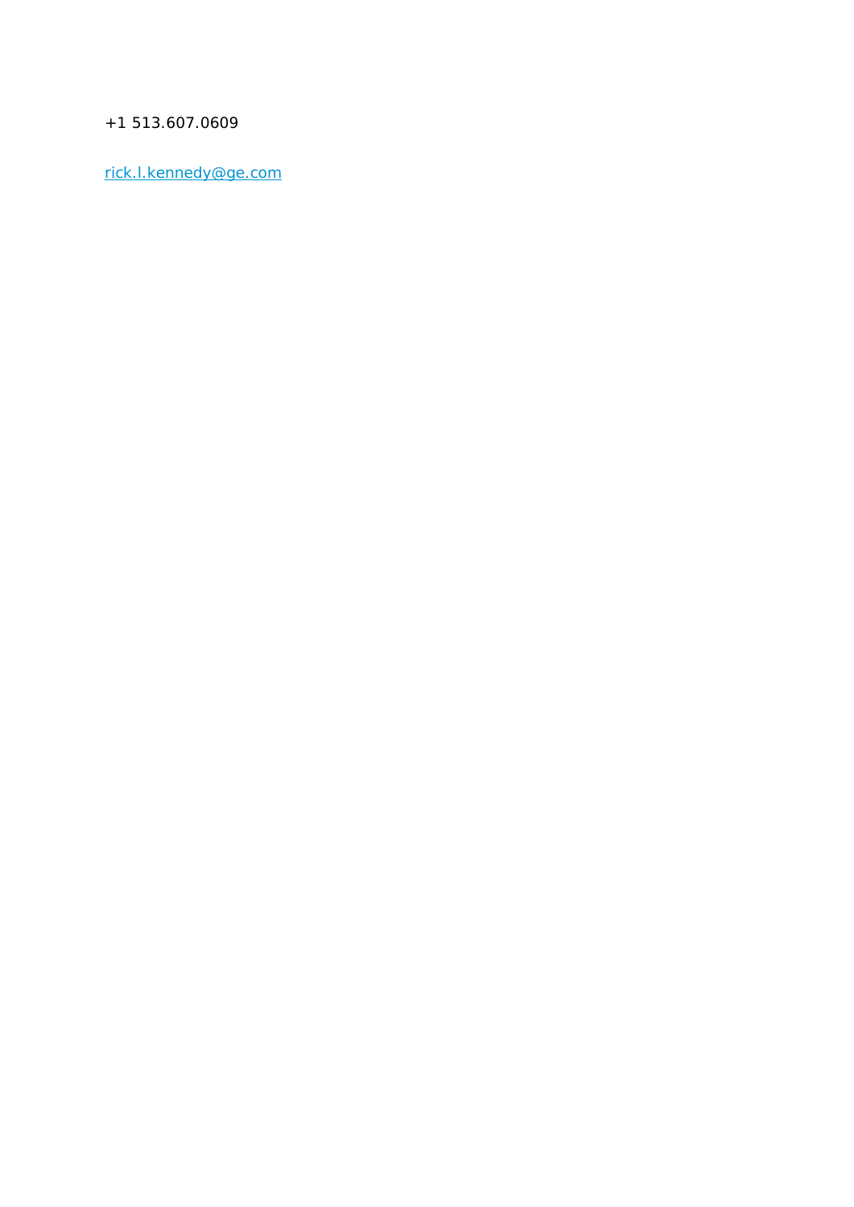+1 513.607.0609

[rick.l.kennedy@ge.com](mailto:rick.l.kennedy@ge.com)